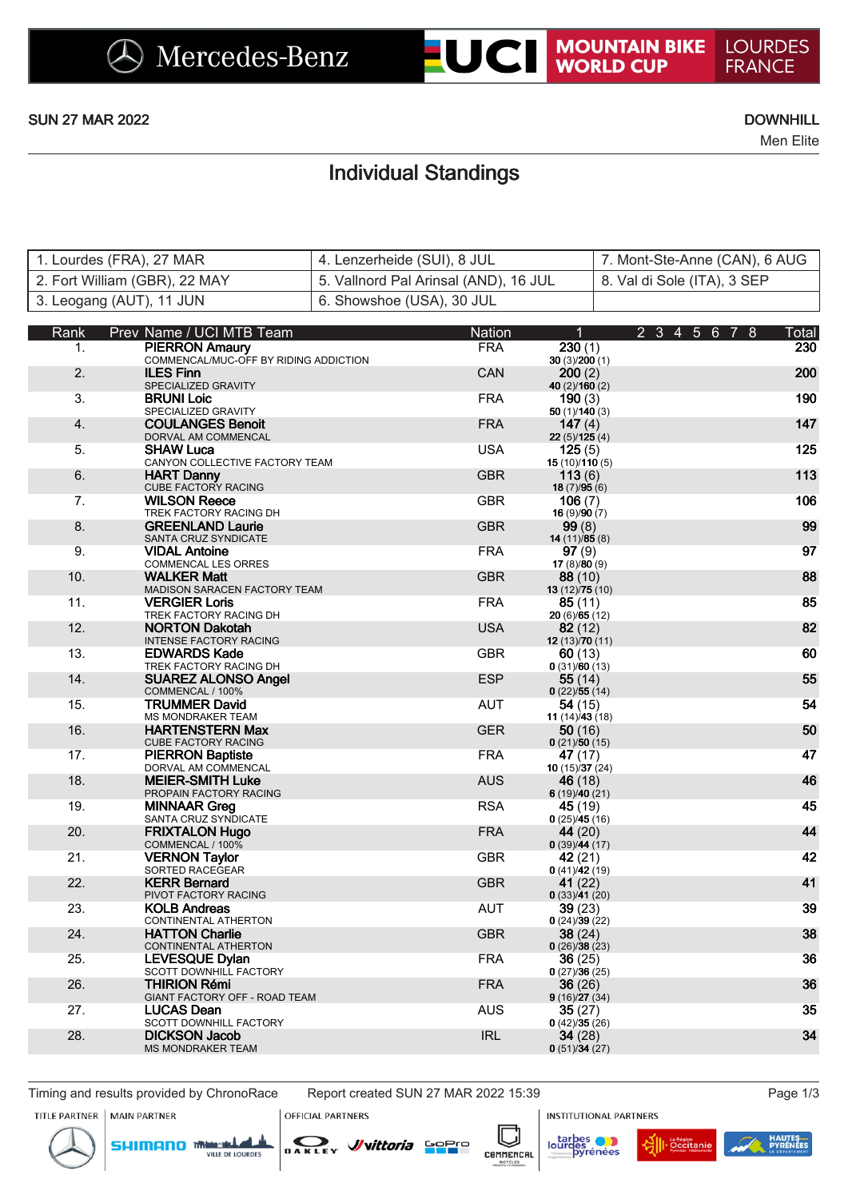Mercedes-Benz | UCI MOUNTAIN BIKE WORLD CUP | LOURDES FRANCE

SUN 27 MAR 2022

DOWNHILL

Men Elite

# Individual Standings

| | | |
|---|---|---|
| 1. Lourdes (FRA), 27 MAR | 4. Lenzerheide (SUI), 8 JUL | 7. Mont-Ste-Anne (CAN), 6 AUG |
| 2. Fort William (GBR), 22 MAY | 5. Vallnord Pal Arinsal (AND), 16 JUL | 8. Val di Sole (ITA), 3 SEP |
| 3. Leogang (AUT), 11 JUN | 6. Showshoe (USA), 30 JUL | |

| Rank | Prev | Name / UCI MTB Team | Nation | 1 | 2 | 3 | 4 | 5 | 6 | 7 | 8 | Total |
|---|---|---|---|---|---|---|---|---|---|---|---|---|
| 1. | | **PIERRON Amaury**<br>COMMENCAL/MUC-OFF BY RIDING ADDICTION | FRA | **230** (1)<br>**30** (3)/**200** (1) | | | | | | | | **230** |
| 2. | | **ILES Finn**<br>SPECIALIZED GRAVITY | CAN | **200** (2)<br>**40** (2)/**160** (2) | | | | | | | | **200** |
| 3. | | **BRUNI Loic**<br>SPECIALIZED GRAVITY | FRA | **190** (3)<br>**50** (1)/**140** (3) | | | | | | | | **190** |
| 4. | | **COULANGES Benoit**<br>DORVAL AM COMMENCAL | FRA | **147** (4)<br>**22** (5)/**125** (4) | | | | | | | | **147** |
| 5. | | **SHAW Luca**<br>CANYON COLLECTIVE FACTORY TEAM | USA | **125** (5)<br>**15** (10)/**110** (5) | | | | | | | | **125** |
| 6. | | **HART Danny**<br>CUBE FACTORY RACING | GBR | **113** (6)<br>**18** (7)/**95** (6) | | | | | | | | **113** |
| 7. | | **WILSON Reece**<br>TREK FACTORY RACING DH | GBR | **106** (7)<br>**16** (9)/**90** (7) | | | | | | | | **106** |
| 8. | | **GREENLAND Laurie**<br>SANTA CRUZ SYNDICATE | GBR | **99** (8)<br>**14** (11)/**85** (8) | | | | | | | | **99** |
| 9. | | **VIDAL Antoine**<br>COMMENCAL LES ORRES | FRA | **97** (9)<br>**17** (8)/**80** (9) | | | | | | | | **97** |
| 10. | | **WALKER Matt**<br>MADISON SARACEN FACTORY TEAM | GBR | **88** (10)<br>**13** (12)/**75** (10) | | | | | | | | **88** |
| 11. | | **VERGIER Loris**<br>TREK FACTORY RACING DH | FRA | **85** (11)<br>**20** (6)/**65** (12) | | | | | | | | **85** |
| 12. | | **NORTON Dakotah**<br>INTENSE FACTORY RACING | USA | **82** (12)<br>**12** (13)/**70** (11) | | | | | | | | **82** |
| 13. | | **EDWARDS Kade**<br>TREK FACTORY RACING DH | GBR | **60** (13)<br>**0** (31)/**60** (13) | | | | | | | | **60** |
| 14. | | **SUAREZ ALONSO Angel**<br>COMMENCAL / 100% | ESP | **55** (14)<br>**0** (22)/**55** (14) | | | | | | | | **55** |
| 15. | | **TRUMMER David**<br>MS MONDRAKER TEAM | AUT | **54** (15)<br>**11** (14)/**43** (18) | | | | | | | | **54** |
| 16. | | **HARTENSTERN Max**<br>CUBE FACTORY RACING | GER | **50** (16)<br>**0** (21)/**50** (15) | | | | | | | | **50** |
| 17. | | **PIERRON Baptiste**<br>DORVAL AM COMMENCAL | FRA | **47** (17)<br>**10** (15)/**37** (24) | | | | | | | | **47** |
| 18. | | **MEIER-SMITH Luke**<br>PROPAIN FACTORY RACING | AUS | **46** (18)<br>**6** (19)/**40** (21) | | | | | | | | **46** |
| 19. | | **MINNAAR Greg**<br>SANTA CRUZ SYNDICATE | RSA | **45** (19)<br>**0** (25)/**45** (16) | | | | | | | | **45** |
| 20. | | **FRIXTALON Hugo**<br>COMMENCAL / 100% | FRA | **44** (20)<br>**0** (39)/**44** (17) | | | | | | | | **44** |
| 21. | | **VERNON Taylor**<br>SORTED RACEGEAR | GBR | **42** (21)<br>**0** (41)/**42** (19) | | | | | | | | **42** |
| 22. | | **KERR Bernard**<br>PIVOT FACTORY RACING | GBR | **41** (22)<br>**0** (33)/**41** (20) | | | | | | | | **41** |
| 23. | | **KOLB Andreas**<br>CONTINENTAL ATHERTON | AUT | **39** (23)<br>**0** (24)/**39** (22) | | | | | | | | **39** |
| 24. | | **HATTON Charlie**<br>CONTINENTAL ATHERTON | GBR | **38** (24)<br>**0** (26)/**38** (23) | | | | | | | | **38** |
| 25. | | **LEVESQUE Dylan**<br>SCOTT DOWNHILL FACTORY | FRA | **36** (25)<br>**0** (27)/**36** (25) | | | | | | | | **36** |
| 26. | | **THIRION Rémi**<br>GIANT FACTORY OFF - ROAD TEAM | FRA | **36** (26)<br>**9** (16)/**27** (34) | | | | | | | | **36** |
| 27. | | **LUCAS Dean**<br>SCOTT DOWNHILL FACTORY | AUS | **35** (27)<br>**0** (42)/**35** (26) | | | | | | | | **35** |
| 28. | | **DICKSON Jacob**<br>MS MONDRAKER TEAM | IRL | **34** (28)<br>**0** (51)/**34** (27) | | | | | | | | **34** |

Timing and results provided by ChronoRace | Report created SUN 27 MAR 2022 15:39

TITLE PARTNER | MAIN PARTNER | OFFICIAL PARTNERS | INSTITUTIONAL PARTNERS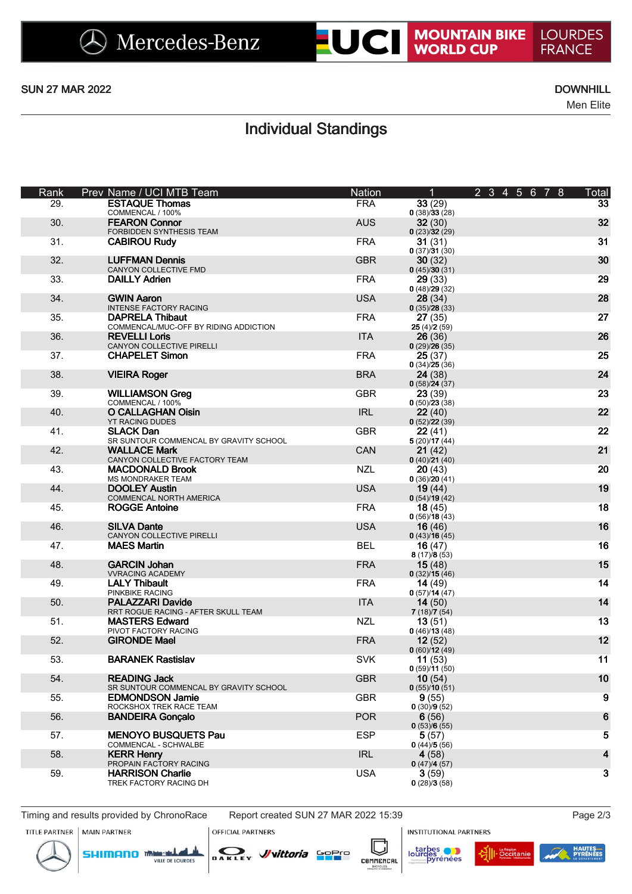SUN 27 MAR 2022

DOWNHILL

Men Elite

# Individual Standings

| Rank | Prev | Name / UCI MTB Team | Nation | 1 | 2 | 3 | 4 | 5 | 6 | 7 | 8 | Total |
|---|---|---|---|---|---|---|---|---|---|---|---|---|
| 29. | | **ESTAQUE Thomas**<br>COMMENCAL / 100% | FRA | **33** (29)<br>**0** (38)/**33** (28) | | | | | | | | **33** |
| 30. | | **FEARON Connor**<br>FORBIDDEN SYNTHESIS TEAM | AUS | **32** (30)<br>**0** (23)/**32** (29) | | | | | | | | **32** |
| 31. | | **CABIROU Rudy** | FRA | **31** (31)<br>**0** (37)/**31** (30) | | | | | | | | **31** |
| 32. | | **LUFFMAN Dennis**<br>CANYON COLLECTIVE FMD | GBR | **30** (32)<br>**0** (45)/**30** (31) | | | | | | | | **30** |
| 33. | | **DAILLY Adrien** | FRA | **29** (33)<br>**0** (48)/**29** (32) | | | | | | | | **29** |
| 34. | | **GWIN Aaron**<br>INTENSE FACTORY RACING | USA | **28** (34)<br>**0** (35)/**28** (33) | | | | | | | | **28** |
| 35. | | **DAPRELA Thibaut**<br>COMMENCAL/MUC-OFF BY RIDING ADDICTION | FRA | **27** (35)<br>**25** (4)/**2** (59) | | | | | | | | **27** |
| 36. | | **REVELLI Loris**<br>CANYON COLLECTIVE PIRELLI | ITA | **26** (36)<br>**0** (29)/**26** (35) | | | | | | | | **26** |
| 37. | | **CHAPELET Simon** | FRA | **25** (37)<br>**0** (34)/**25** (36) | | | | | | | | **25** |
| 38. | | **VIEIRA Roger** | BRA | **24** (38)<br>**0** (58)/**24** (37) | | | | | | | | **24** |
| 39. | | **WILLIAMSON Greg**<br>COMMENCAL / 100% | GBR | **23** (39)<br>**0** (50)/**23** (38) | | | | | | | | **23** |
| 40. | | **O CALLAGHAN Oisin**<br>YT RACING DUDES | IRL | **22** (40)<br>**0** (52)/**22** (39) | | | | | | | | **22** |
| 41. | | **SLACK Dan**<br>SR SUNTOUR COMMENCAL BY GRAVITY SCHOOL | GBR | **22** (41)<br>**5** (20)/**17** (44) | | | | | | | | **22** |
| 42. | | **WALLACE Mark**<br>CANYON COLLECTIVE FACTORY TEAM | CAN | **21** (42)<br>**0** (40)/**21** (40) | | | | | | | | **21** |
| 43. | | **MACDONALD Brook**<br>MS MONDRAKER TEAM | NZL | **20** (43)<br>**0** (36)/**20** (41) | | | | | | | | **20** |
| 44. | | **DOOLEY Austin**<br>COMMENCAL NORTH AMERICA | USA | **19** (44)<br>**0** (54)/**19** (42) | | | | | | | | **19** |
| 45. | | **ROGGE Antoine** | FRA | **18** (45)<br>**0** (56)/**18** (43) | | | | | | | | **18** |
| 46. | | **SILVA Dante**<br>CANYON COLLECTIVE PIRELLI | USA | **16** (46)<br>**0** (43)/**16** (45) | | | | | | | | **16** |
| 47. | | **MAES Martin** | BEL | **16** (47)<br>**8** (17)/**8** (53) | | | | | | | | **16** |
| 48. | | **GARCIN Johan**<br>VVRACING ACADEMY | FRA | **15** (48)<br>**0** (32)/**15** (46) | | | | | | | | **15** |
| 49. | | **LALY Thibault**<br>PINKBIKE RACING | FRA | **14** (49)<br>**0** (57)/**14** (47) | | | | | | | | **14** |
| 50. | | **PALAZZARI Davide**<br>RRT ROGUE RACING - AFTER SKULL TEAM | ITA | **14** (50)<br>**7** (18)/**7** (54) | | | | | | | | **14** |
| 51. | | **MASTERS Edward**<br>PIVOT FACTORY RACING | NZL | **13** (51)<br>**0** (46)/**13** (48) | | | | | | | | **13** |
| 52. | | **GIRONDE Mael** | FRA | **12** (52)<br>**0** (60)/**12** (49) | | | | | | | | **12** |
| 53. | | **BARANEK Rastislav** | SVK | **11** (53)<br>**0** (59)/**11** (50) | | | | | | | | **11** |
| 54. | | **READING Jack**<br>SR SUNTOUR COMMENCAL BY GRAVITY SCHOOL | GBR | **10** (54)<br>**0** (55)/**10** (51) | | | | | | | | **10** |
| 55. | | **EDMONDSON Jamie**<br>ROCKSHOX TREK RACE TEAM | GBR | **9** (55)<br>**0** (30)/**9** (52) | | | | | | | | **9** |
| 56. | | **BANDEIRA Gonçalo** | POR | **6** (56)<br>**0** (53)/**6** (55) | | | | | | | | **6** |
| 57. | | **MENOYO BUSQUETS Pau**<br>COMMENCAL - SCHWALBE | ESP | **5** (57)<br>**0** (44)/**5** (56) | | | | | | | | **5** |
| 58. | | **KERR Henry**<br>PROPAIN FACTORY RACING | IRL | **4** (58)<br>**0** (47)/**4** (57) | | | | | | | | **4** |
| 59. | | **HARRISON Charlie**<br>TREK FACTORY RACING DH | USA | **3** (59)<br>**0** (28)/**3** (58) | | | | | | | | **3** |

Timing and results provided by ChronoRace    Report created SUN 27 MAR 2022 15:39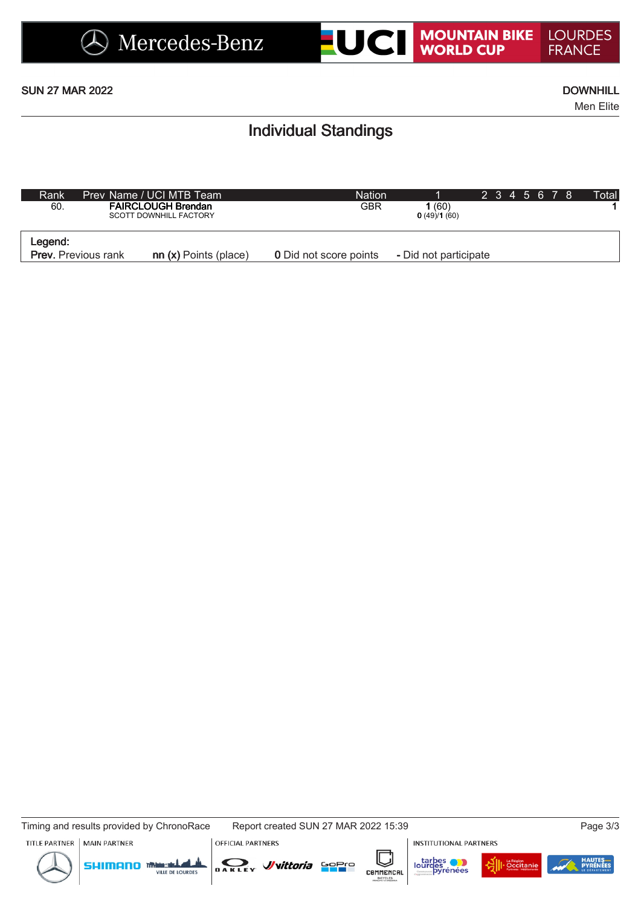SUN 27 MAR 2022

DOWNHILL

Men Elite

# Individual Standings

| Rank | Prev | Name / UCI MTB Team | Nation | 1 | 2 | 3 | 4 | 5 | 6 | 7 | 8 | Total |
|---|---|---|---|---|---|---|---|---|---|---|---|---|
| 60. | | **FAIRCLOUGH Brendan** SCOTT DOWNHILL FACTORY | GBR | **1** (60) **0** (49)/**1** (60) | | | | | | | | 1 |

**Legend:**
**Prev.** Previous rank    **nn (x)** Points (place)    **0** Did not score points    **-** Did not participate

Timing and results provided by ChronoRace    Report created SUN 27 MAR 2022 15:39